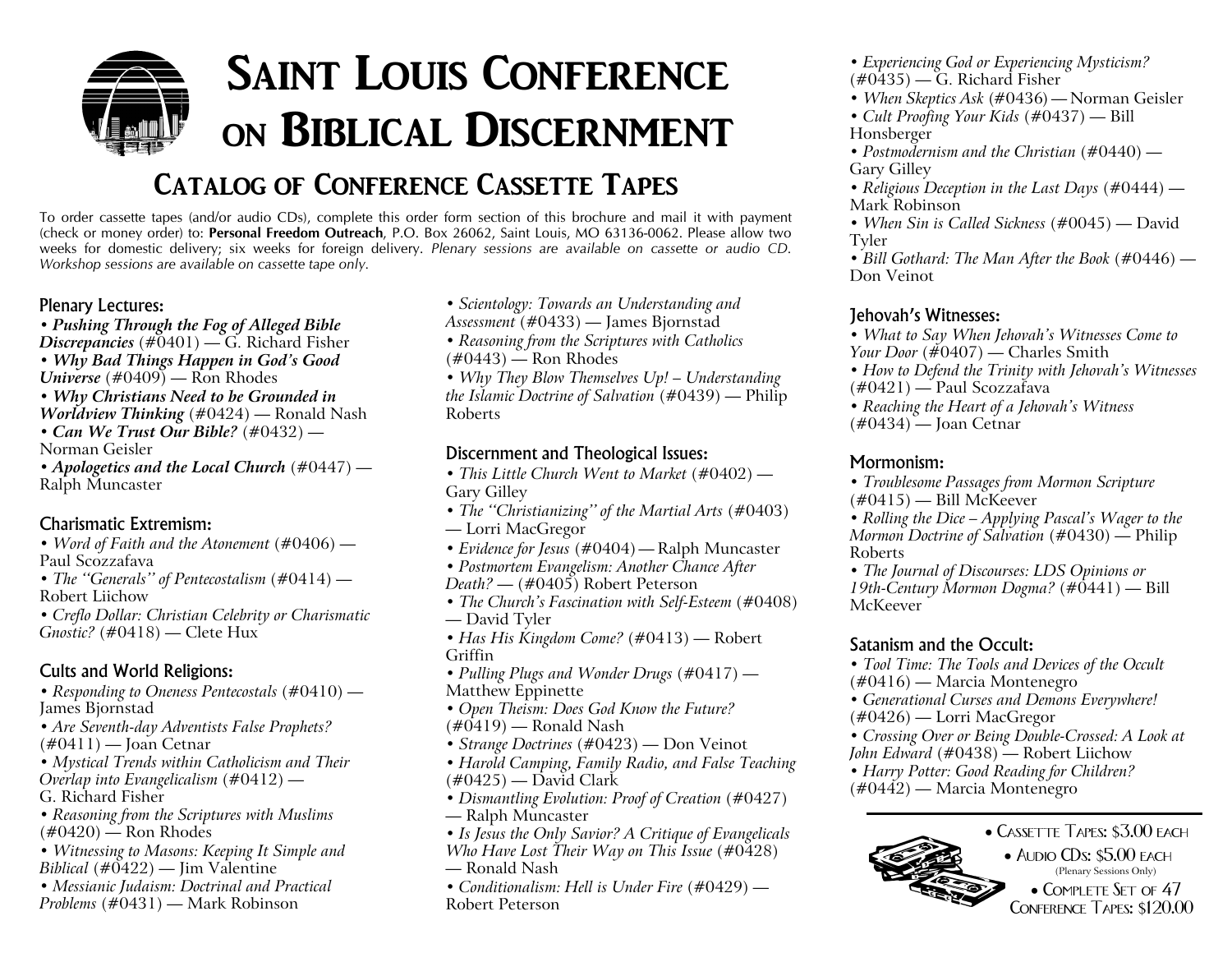# Saint Louis Conference on Biblical Discernment

## Catalog of Conference Cassette Tapes

To order cassette tapes (and/or audio CDs), complete this order form section of this brochure and mail it with payment (check or money order) to: **Personal Freedom Outreach**, P.O. Box 26062, Saint Louis, MO 63136-0062. Please allow two weeks for domestic delivery; six weeks for foreign delivery. *Plenary sessions are available on cassette or audio CD. Workshop sessions are available on cassette tape only.*

### Plenary Lectures:

- ***Pushing Through the Fog of Alleged Bible Discrepancies*** (#0401) — G. Richard Fisher
- ***Why Bad Things Happen in God's Good Universe*** (#0409) — Ron Rhodes
- ***Why Christians Need to be Grounded in Worldview Thinking*** (#0424) — Ronald Nash
- ***Can We Trust Our Bible?*** (#0432) — Norman Geisler
- ***Apologetics and the Local Church*** (#0447) — Ralph Muncaster

### Charismatic Extremism:

- *Word of Faith and the Atonement* (#0406) — Paul Scozzafava
- *The "Generals" of Pentecostalism* (#0414) — Robert Liichow
- *Creflo Dollar: Christian Celebrity or Charismatic Gnostic?* (#0418) — Clete Hux

### Cults and World Religions:

- *Responding to Oneness Pentecostals* (#0410) — James Bjornstad
- *Are Seventh-day Adventists False Prophets?* (#0411) — Joan Cetnar
- *Mystical Trends within Catholicism and Their Overlap into Evangelicalism* (#0412) — G. Richard Fisher
- *Reasoning from the Scriptures with Muslims* (#0420) — Ron Rhodes
- *Witnessing to Masons: Keeping It Simple and Biblical* (#0422) — Jim Valentine
- *Messianic Judaism: Doctrinal and Practical Problems* (#0431) — Mark Robinson
- *Scientology: Towards an Understanding and Assessment* (#0433) — James Bjornstad
- *Reasoning from the Scriptures with Catholics* (#0443) — Ron Rhodes
- *Why They Blow Themselves Up! – Understanding the Islamic Doctrine of Salvation* (#0439) — Philip Roberts

### Discernment and Theological Issues:

- *This Little Church Went to Market* (#0402) — Gary Gilley
- *The "Christianizing" of the Martial Arts* (#0403) — Lorri MacGregor
- *Evidence for Jesus* (#0404) — Ralph Muncaster
- *Postmortem Evangelism: Another Chance After Death?* — (#0405) Robert Peterson
- *The Church's Fascination with Self-Esteem* (#0408) — David Tyler
- *Has His Kingdom Come?* (#0413) — Robert Griffin
- *Pulling Plugs and Wonder Drugs* (#0417) — Matthew Eppinette
- *Open Theism: Does God Know the Future?* (#0419) — Ronald Nash
- *Strange Doctrines* (#0423) — Don Veinot
- *Harold Camping, Family Radio, and False Teaching* (#0425) — David Clark
- *Dismantling Evolution: Proof of Creation* (#0427) — Ralph Muncaster
- *Is Jesus the Only Savior? A Critique of Evangelicals Who Have Lost Their Way on This Issue* (#0428) — Ronald Nash
- *Conditionalism: Hell is Under Fire* (#0429) — Robert Peterson
- *Experiencing God or Experiencing Mysticism?* (#0435) — G. Richard Fisher
- *When Skeptics Ask* (#0436) — Norman Geisler
- *Cult Proofing Your Kids* (#0437) — Bill Honsberger
- *Postmodernism and the Christian* (#0440) — Gary Gilley
- *Religious Deception in the Last Days* (#0444) — Mark Robinson
- *When Sin is Called Sickness* (#0045) — David Tyler
- *Bill Gothard: The Man After the Book* (#0446) — Don Veinot

### Jehovah's Witnesses:

- *What to Say When Jehovah's Witnesses Come to Your Door* (#0407) — Charles Smith
- *How to Defend the Trinity with Jehovah's Witnesses* (#0421) — Paul Scozzafava
- *Reaching the Heart of a Jehovah's Witness* (#0434) — Joan Cetnar

### Mormonism:

- *Troublesome Passages from Mormon Scripture* (#0415) — Bill McKeever
- *Rolling the Dice – Applying Pascal's Wager to the Mormon Doctrine of Salvation* (#0430) — Philip Roberts
- *The Journal of Discourses: LDS Opinions or 19th-Century Mormon Dogma?* (#0441) — Bill McKeever

### Satanism and the Occult:

- *Tool Time: The Tools and Devices of the Occult* (#0416) — Marcia Montenegro
- *Generational Curses and Demons Everywhere!* (#0426) — Lorri MacGregor
- *Crossing Over or Being Double-Crossed: A Look at John Edward* (#0438) — Robert Liichow
- *Harry Potter: Good Reading for Children?* (#0442) — Marcia Montenegro

---

- Cassette Tapes: $3.00 each
- Audio CDs: $5.00 each (Plenary Sessions Only)
- Complete Set of 47 Conference Tapes: $120.00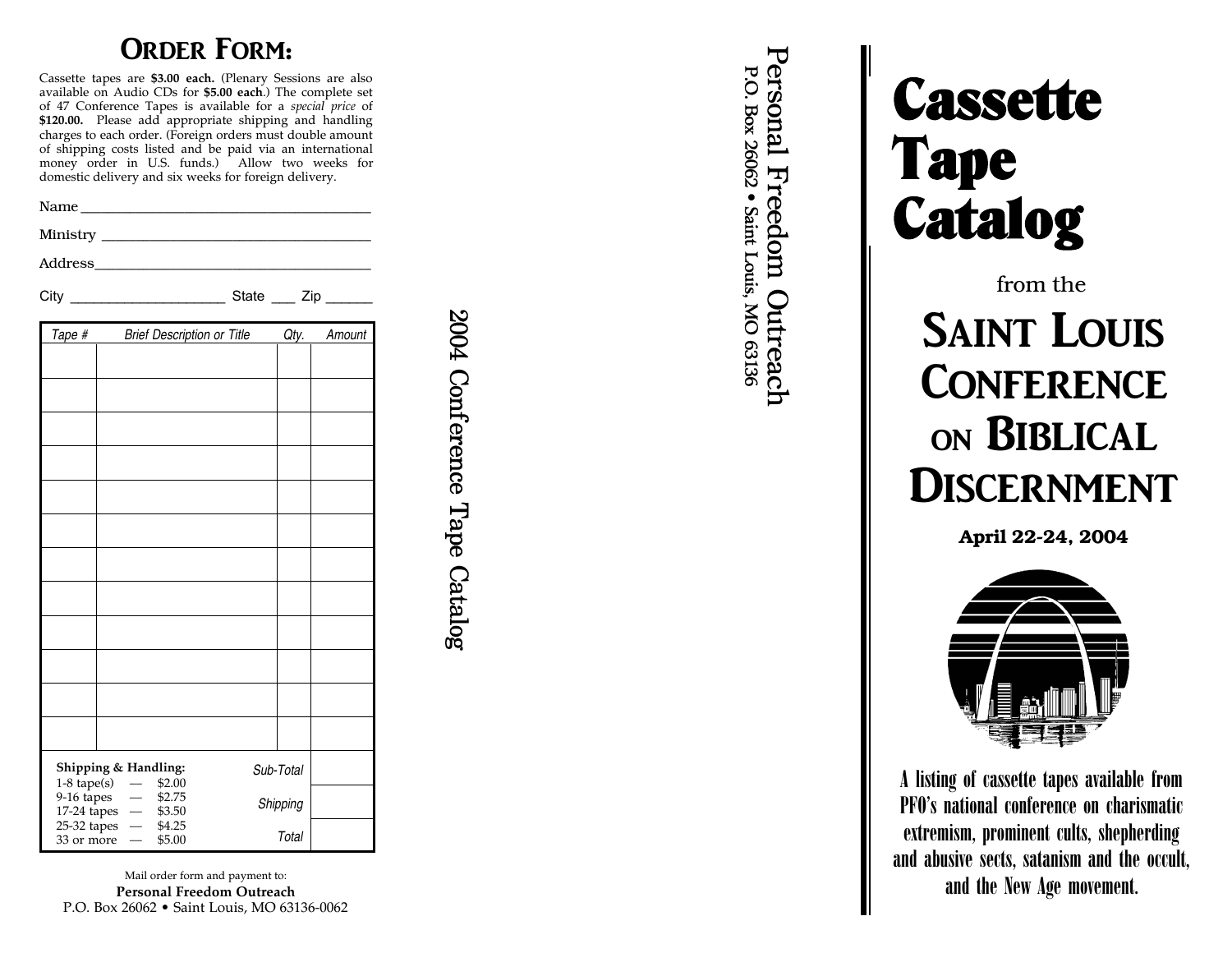# Order Form:

Cassette tapes are **$3.00 each.** (Plenary Sessions are also available on Audio CDs for **$5.00 each**.) The complete set of 47 Conference Tapes is available for a *special price* of **$120.00.** Please add appropriate shipping and handling charges to each order. (Foreign orders must double amount of shipping costs listed and be paid via an international money order in U.S. funds.) Allow two weeks for domestic delivery and six weeks for foreign delivery.

Name ________________________________________

Ministry ______________________________________

Address ______________________________________

City ____________________ State ___ Zip ______

| *Tape #* | *Brief Description or Title* | *Qty.* | *Amount* |
|---|---|---|---|
| | | | |
| | | | |
| | | | |
| | | | |
| | | | |
| | | | |
| | | | |
| | | | |
| | | | |
| | | | |
| | | | |
| | | | |
| **Shipping & Handling:** | | *Sub-Total* | |
| 1-8 tape(s) — $2.00 | | | |
| 9-16 tapes — $2.75 | | *Shipping* | |
| 17-24 tapes — $3.50 | | | |
| 25-32 tapes — $4.25 | | *Total* | |
| 33 or more — $5.00 | | | |

Mail order form and payment to:
**Personal Freedom Outreach**
P.O. Box 26062 • Saint Louis, MO 63136-0062

2004 Conference Tape Catalog

Personal Freedom Outreach
P.O. Box 26062 • Saint Louis, MO 63136

# Cassette Tape Catalog

from the

# Saint Louis Conference on Biblical Discernment

**April 22-24, 2004**

**A listing of cassette tapes available from PFO's national conference on charismatic extremism, prominent cults, shepherding and abusive sects, satanism and the occult, and the New Age movement.**